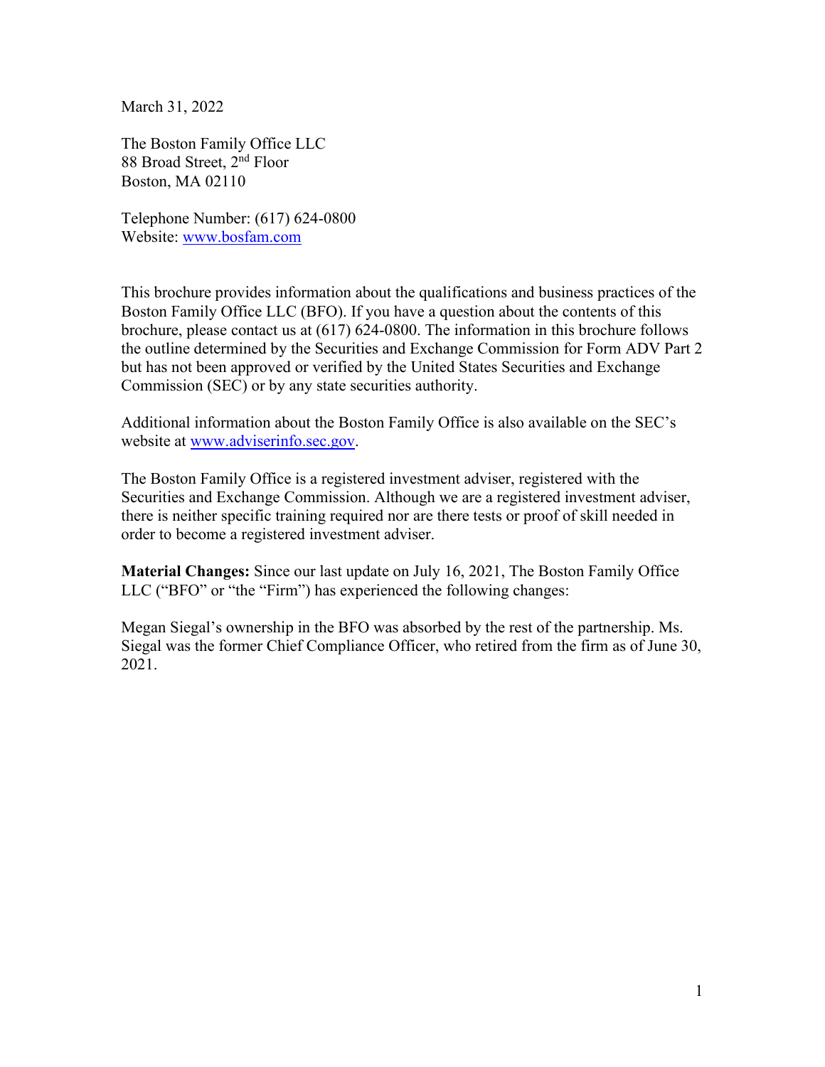March 31, 2022

The Boston Family Office LLC  
88 Broad Street, 2nd Floor  
Boston, MA 02110

Telephone Number: (617) 624-0800  
Website: www.bosfam.com

This brochure provides information about the qualifications and business practices of the Boston Family Office LLC (BFO). If you have a question about the contents of this brochure, please contact us at (617) 624-0800. The information in this brochure follows the outline determined by the Securities and Exchange Commission for Form ADV Part 2 but has not been approved or verified by the United States Securities and Exchange Commission (SEC) or by any state securities authority.

Additional information about the Boston Family Office is also available on the SEC's website at www.adviserinfo.sec.gov.

The Boston Family Office is a registered investment adviser, registered with the Securities and Exchange Commission. Although we are a registered investment adviser, there is neither specific training required nor are there tests or proof of skill needed in order to become a registered investment adviser.

**Material Changes:** Since our last update on July 16, 2021, The Boston Family Office LLC ("BFO" or "the "Firm") has experienced the following changes:

Megan Siegal's ownership in the BFO was absorbed by the rest of the partnership. Ms. Siegal was the former Chief Compliance Officer, who retired from the firm as of June 30, 2021.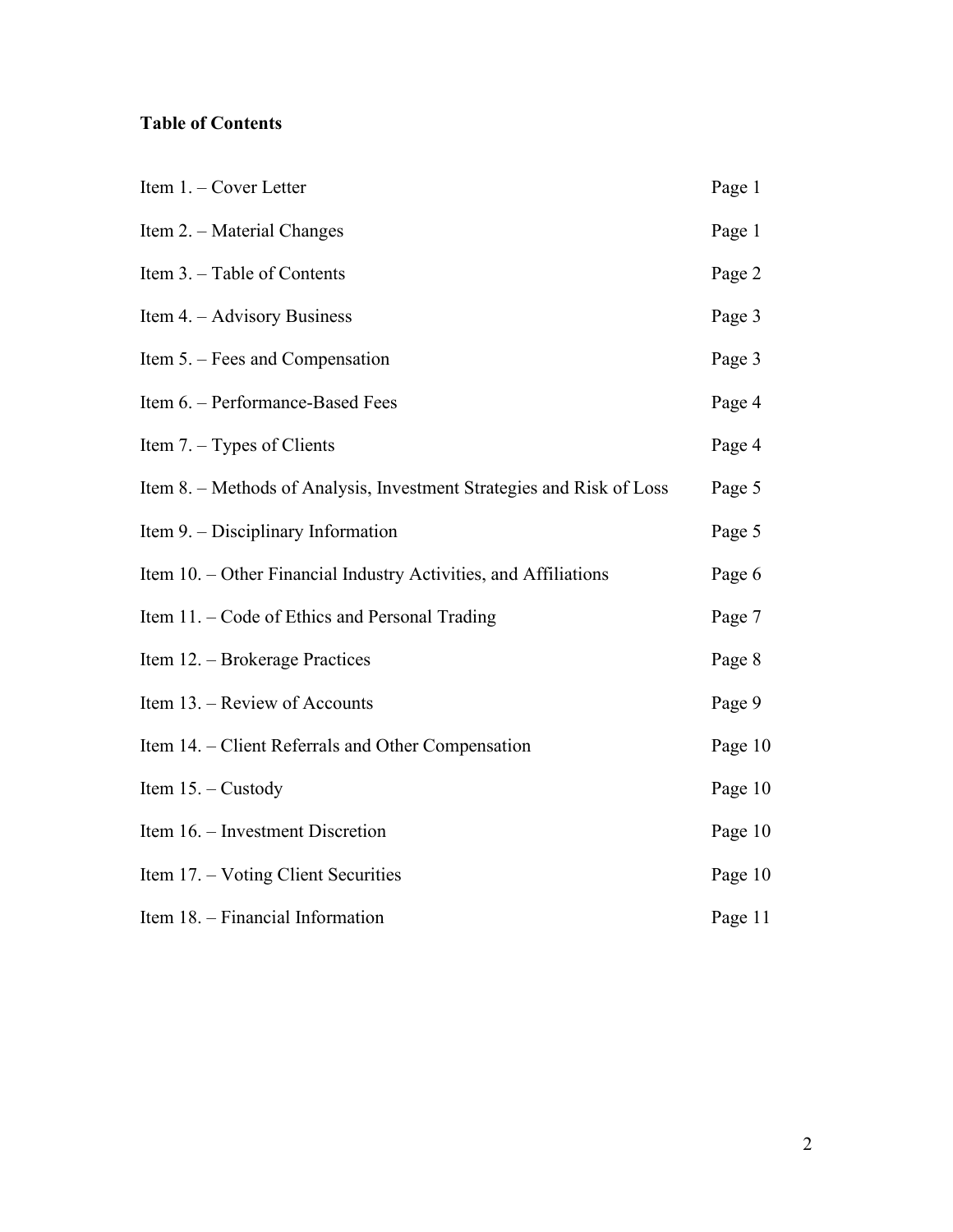**Table of Contents**

| | |
|---|---|
| Item 1. – Cover Letter | Page 1 |
| Item 2. – Material Changes | Page 1 |
| Item 3. – Table of Contents | Page 2 |
| Item 4. – Advisory Business | Page 3 |
| Item 5. – Fees and Compensation | Page 3 |
| Item 6. – Performance-Based Fees | Page 4 |
| Item 7. – Types of Clients | Page 4 |
| Item 8. – Methods of Analysis, Investment Strategies and Risk of Loss | Page 5 |
| Item 9. – Disciplinary Information | Page 5 |
| Item 10. – Other Financial Industry Activities, and Affiliations | Page 6 |
| Item 11. – Code of Ethics and Personal Trading | Page 7 |
| Item 12. – Brokerage Practices | Page 8 |
| Item 13. – Review of Accounts | Page 9 |
| Item 14. – Client Referrals and Other Compensation | Page 10 |
| Item 15. – Custody | Page 10 |
| Item 16. – Investment Discretion | Page 10 |
| Item 17. – Voting Client Securities | Page 10 |
| Item 18. – Financial Information | Page 11 |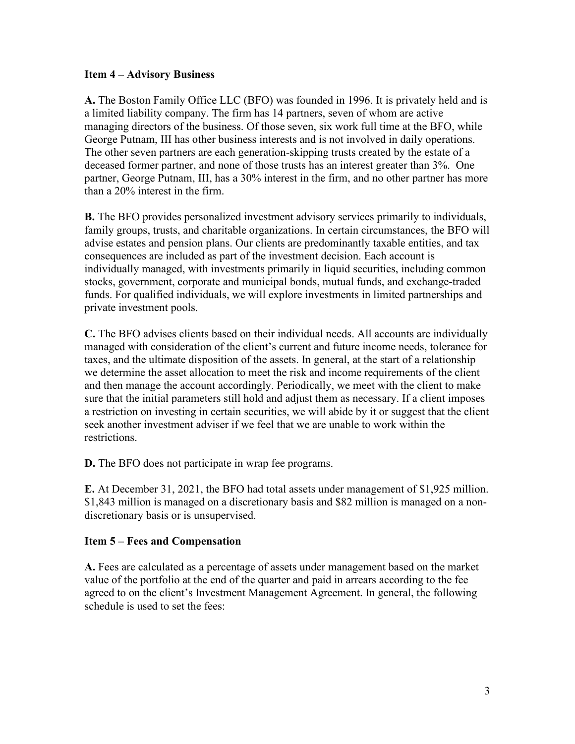## Item 4 – Advisory Business

**A.** The Boston Family Office LLC (BFO) was founded in 1996. It is privately held and is a limited liability company. The firm has 14 partners, seven of whom are active managing directors of the business. Of those seven, six work full time at the BFO, while George Putnam, III has other business interests and is not involved in daily operations. The other seven partners are each generation-skipping trusts created by the estate of a deceased former partner, and none of those trusts has an interest greater than 3%. One partner, George Putnam, III, has a 30% interest in the firm, and no other partner has more than a 20% interest in the firm.

**B.** The BFO provides personalized investment advisory services primarily to individuals, family groups, trusts, and charitable organizations. In certain circumstances, the BFO will advise estates and pension plans. Our clients are predominantly taxable entities, and tax consequences are included as part of the investment decision. Each account is individually managed, with investments primarily in liquid securities, including common stocks, government, corporate and municipal bonds, mutual funds, and exchange-traded funds. For qualified individuals, we will explore investments in limited partnerships and private investment pools.

**C.** The BFO advises clients based on their individual needs. All accounts are individually managed with consideration of the client's current and future income needs, tolerance for taxes, and the ultimate disposition of the assets. In general, at the start of a relationship we determine the asset allocation to meet the risk and income requirements of the client and then manage the account accordingly. Periodically, we meet with the client to make sure that the initial parameters still hold and adjust them as necessary. If a client imposes a restriction on investing in certain securities, we will abide by it or suggest that the client seek another investment adviser if we feel that we are unable to work within the restrictions.

**D.** The BFO does not participate in wrap fee programs.

**E.** At December 31, 2021, the BFO had total assets under management of $1,925 million. $1,843 million is managed on a discretionary basis and $82 million is managed on a non-discretionary basis or is unsupervised.

## Item 5 – Fees and Compensation

**A.** Fees are calculated as a percentage of assets under management based on the market value of the portfolio at the end of the quarter and paid in arrears according to the fee agreed to on the client's Investment Management Agreement. In general, the following schedule is used to set the fees: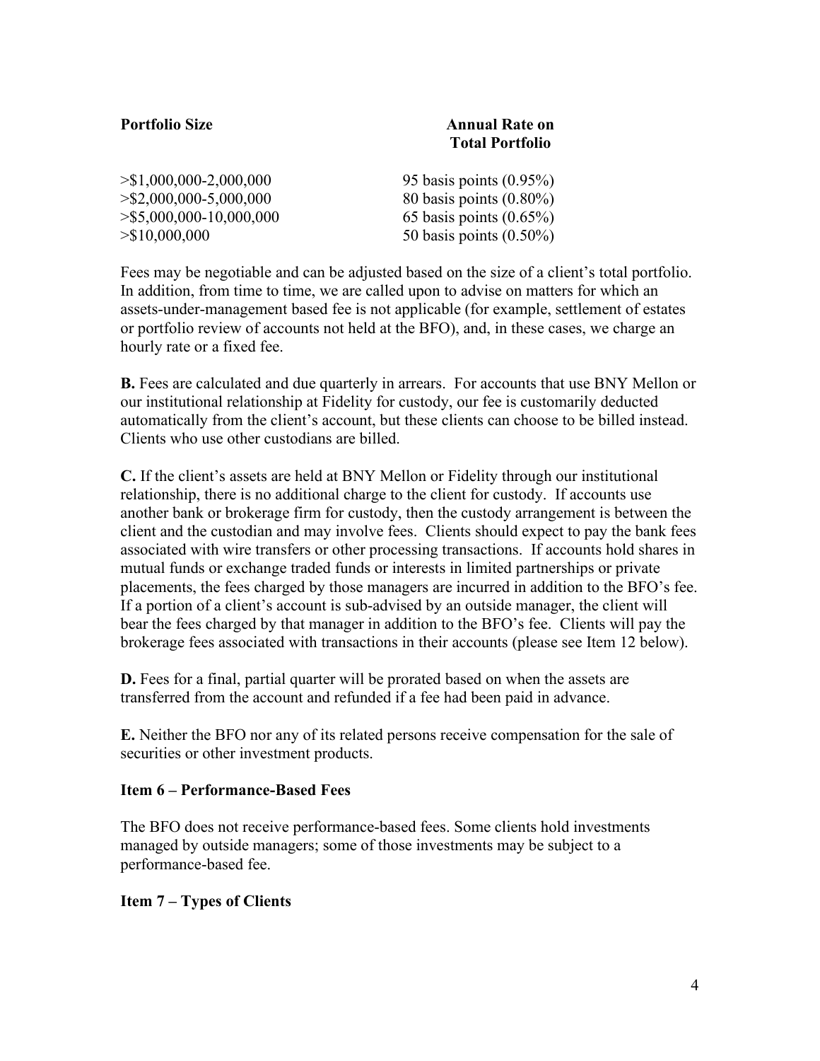| Portfolio Size | Annual Rate on Total Portfolio |
|---|---|
| >$1,000,000-2,000,000 | 95 basis points (0.95%) |
| >$2,000,000-5,000,000 | 80 basis points (0.80%) |
| >$5,000,000-10,000,000 | 65 basis points (0.65%) |
| >$10,000,000 | 50 basis points (0.50%) |

Fees may be negotiable and can be adjusted based on the size of a client's total portfolio. In addition, from time to time, we are called upon to advise on matters for which an assets-under-management based fee is not applicable (for example, settlement of estates or portfolio review of accounts not held at the BFO), and, in these cases, we charge an hourly rate or a fixed fee.

**B.** Fees are calculated and due quarterly in arrears. For accounts that use BNY Mellon or our institutional relationship at Fidelity for custody, our fee is customarily deducted automatically from the client's account, but these clients can choose to be billed instead. Clients who use other custodians are billed.

**C.** If the client's assets are held at BNY Mellon or Fidelity through our institutional relationship, there is no additional charge to the client for custody. If accounts use another bank or brokerage firm for custody, then the custody arrangement is between the client and the custodian and may involve fees. Clients should expect to pay the bank fees associated with wire transfers or other processing transactions. If accounts hold shares in mutual funds or exchange traded funds or interests in limited partnerships or private placements, the fees charged by those managers are incurred in addition to the BFO's fee. If a portion of a client's account is sub-advised by an outside manager, the client will bear the fees charged by that manager in addition to the BFO's fee. Clients will pay the brokerage fees associated with transactions in their accounts (please see Item 12 below).

**D.** Fees for a final, partial quarter will be prorated based on when the assets are transferred from the account and refunded if a fee had been paid in advance.

**E.** Neither the BFO nor any of its related persons receive compensation for the sale of securities or other investment products.

## Item 6 – Performance-Based Fees

The BFO does not receive performance-based fees. Some clients hold investments managed by outside managers; some of those investments may be subject to a performance-based fee.

## Item 7 – Types of Clients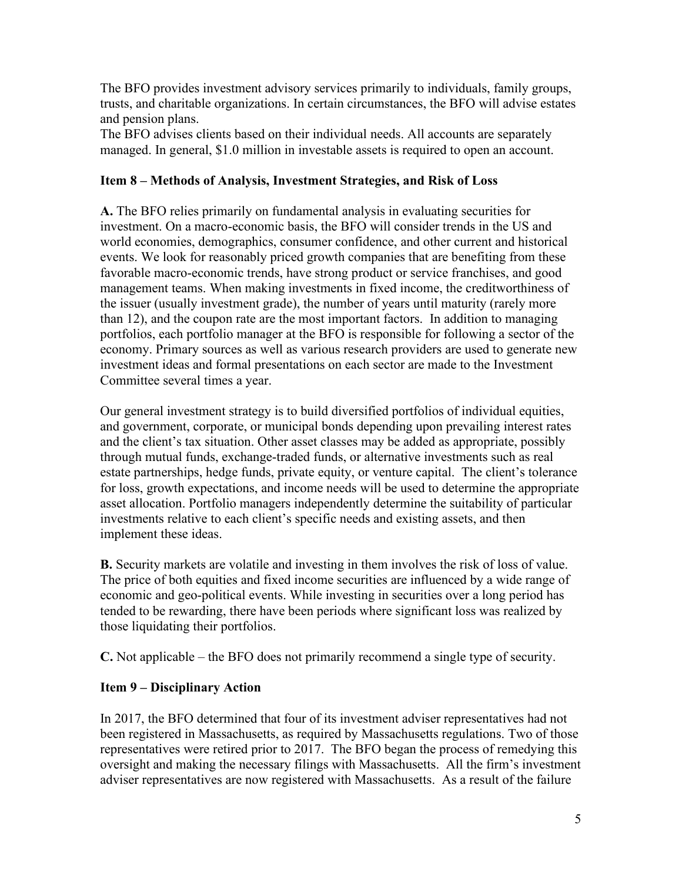The BFO provides investment advisory services primarily to individuals, family groups, trusts, and charitable organizations. In certain circumstances, the BFO will advise estates and pension plans.
The BFO advises clients based on their individual needs. All accounts are separately managed. In general, $1.0 million in investable assets is required to open an account.

### Item 8 – Methods of Analysis, Investment Strategies, and Risk of Loss

**A.** The BFO relies primarily on fundamental analysis in evaluating securities for investment. On a macro-economic basis, the BFO will consider trends in the US and world economies, demographics, consumer confidence, and other current and historical events. We look for reasonably priced growth companies that are benefiting from these favorable macro-economic trends, have strong product or service franchises, and good management teams. When making investments in fixed income, the creditworthiness of the issuer (usually investment grade), the number of years until maturity (rarely more than 12), and the coupon rate are the most important factors. In addition to managing portfolios, each portfolio manager at the BFO is responsible for following a sector of the economy. Primary sources as well as various research providers are used to generate new investment ideas and formal presentations on each sector are made to the Investment Committee several times a year.

Our general investment strategy is to build diversified portfolios of individual equities, and government, corporate, or municipal bonds depending upon prevailing interest rates and the client's tax situation. Other asset classes may be added as appropriate, possibly through mutual funds, exchange-traded funds, or alternative investments such as real estate partnerships, hedge funds, private equity, or venture capital. The client's tolerance for loss, growth expectations, and income needs will be used to determine the appropriate asset allocation. Portfolio managers independently determine the suitability of particular investments relative to each client's specific needs and existing assets, and then implement these ideas.

**B.** Security markets are volatile and investing in them involves the risk of loss of value. The price of both equities and fixed income securities are influenced by a wide range of economic and geo-political events. While investing in securities over a long period has tended to be rewarding, there have been periods where significant loss was realized by those liquidating their portfolios.

**C.** Not applicable – the BFO does not primarily recommend a single type of security.

### Item 9 – Disciplinary Action

In 2017, the BFO determined that four of its investment adviser representatives had not been registered in Massachusetts, as required by Massachusetts regulations. Two of those representatives were retired prior to 2017. The BFO began the process of remedying this oversight and making the necessary filings with Massachusetts. All the firm's investment adviser representatives are now registered with Massachusetts. As a result of the failure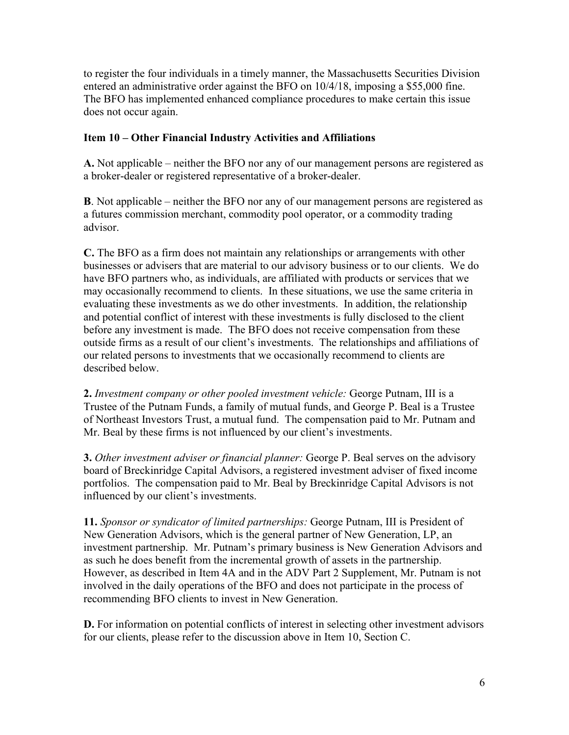to register the four individuals in a timely manner, the Massachusetts Securities Division entered an administrative order against the BFO on 10/4/18, imposing a $55,000 fine. The BFO has implemented enhanced compliance procedures to make certain this issue does not occur again.

**Item 10 – Other Financial Industry Activities and Affiliations**

**A.** Not applicable – neither the BFO nor any of our management persons are registered as a broker-dealer or registered representative of a broker-dealer.

**B**. Not applicable – neither the BFO nor any of our management persons are registered as a futures commission merchant, commodity pool operator, or a commodity trading advisor.

**C.** The BFO as a firm does not maintain any relationships or arrangements with other businesses or advisers that are material to our advisory business or to our clients. We do have BFO partners who, as individuals, are affiliated with products or services that we may occasionally recommend to clients. In these situations, we use the same criteria in evaluating these investments as we do other investments. In addition, the relationship and potential conflict of interest with these investments is fully disclosed to the client before any investment is made. The BFO does not receive compensation from these outside firms as a result of our client's investments. The relationships and affiliations of our related persons to investments that we occasionally recommend to clients are described below.

**2.** *Investment company or other pooled investment vehicle:* George Putnam, III is a Trustee of the Putnam Funds, a family of mutual funds, and George P. Beal is a Trustee of Northeast Investors Trust, a mutual fund. The compensation paid to Mr. Putnam and Mr. Beal by these firms is not influenced by our client's investments.

**3.** *Other investment adviser or financial planner:* George P. Beal serves on the advisory board of Breckinridge Capital Advisors, a registered investment adviser of fixed income portfolios. The compensation paid to Mr. Beal by Breckinridge Capital Advisors is not influenced by our client's investments.

**11.** *Sponsor or syndicator of limited partnerships:* George Putnam, III is President of New Generation Advisors, which is the general partner of New Generation, LP, an investment partnership. Mr. Putnam's primary business is New Generation Advisors and as such he does benefit from the incremental growth of assets in the partnership. However, as described in Item 4A and in the ADV Part 2 Supplement, Mr. Putnam is not involved in the daily operations of the BFO and does not participate in the process of recommending BFO clients to invest in New Generation.

**D.** For information on potential conflicts of interest in selecting other investment advisors for our clients, please refer to the discussion above in Item 10, Section C.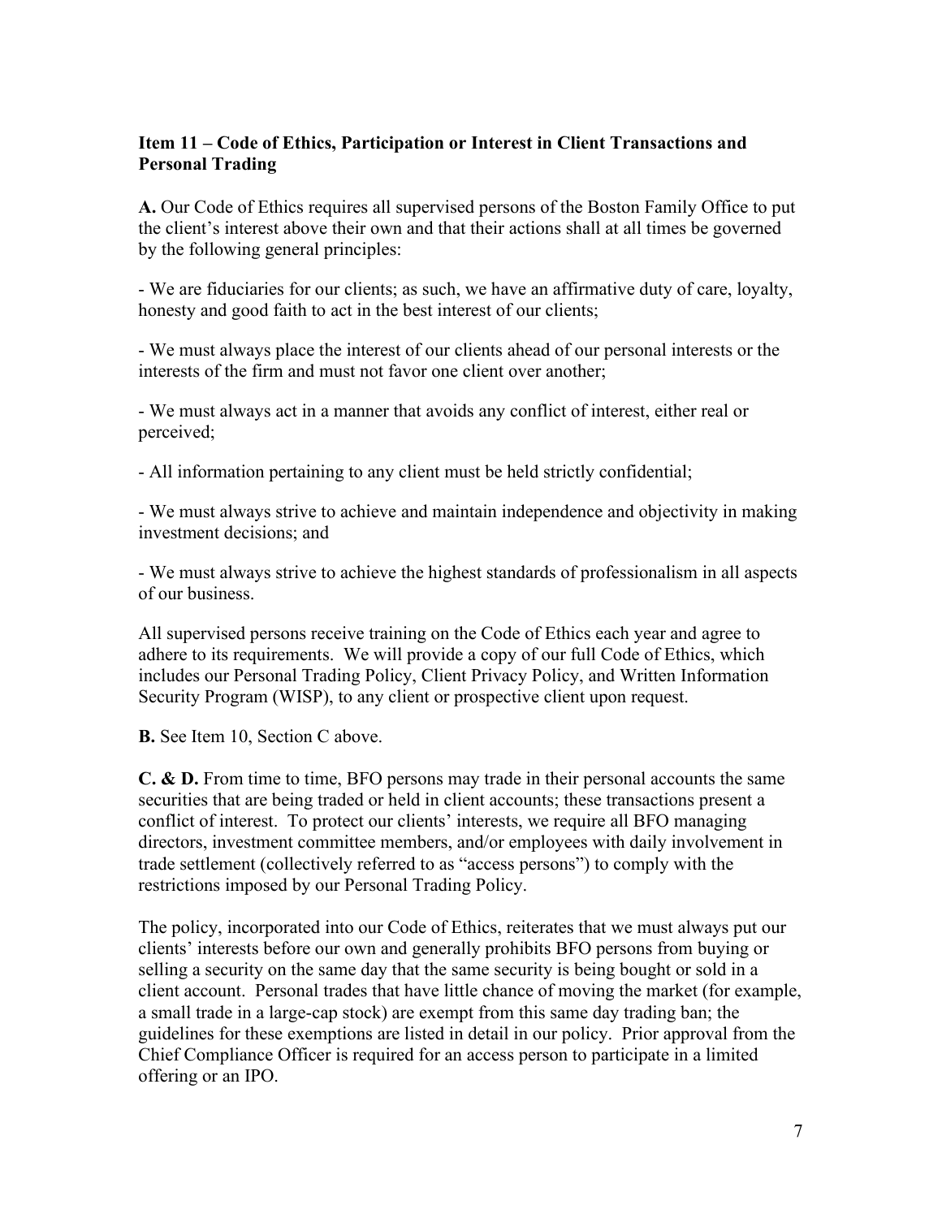## Item 11 – Code of Ethics, Participation or Interest in Client Transactions and Personal Trading

**A.** Our Code of Ethics requires all supervised persons of the Boston Family Office to put the client's interest above their own and that their actions shall at all times be governed by the following general principles:

- We are fiduciaries for our clients; as such, we have an affirmative duty of care, loyalty, honesty and good faith to act in the best interest of our clients;

- We must always place the interest of our clients ahead of our personal interests or the interests of the firm and must not favor one client over another;

- We must always act in a manner that avoids any conflict of interest, either real or perceived;

- All information pertaining to any client must be held strictly confidential;

- We must always strive to achieve and maintain independence and objectivity in making investment decisions; and

- We must always strive to achieve the highest standards of professionalism in all aspects of our business.

All supervised persons receive training on the Code of Ethics each year and agree to adhere to its requirements. We will provide a copy of our full Code of Ethics, which includes our Personal Trading Policy, Client Privacy Policy, and Written Information Security Program (WISP), to any client or prospective client upon request.

**B.** See Item 10, Section C above.

**C. & D.** From time to time, BFO persons may trade in their personal accounts the same securities that are being traded or held in client accounts; these transactions present a conflict of interest. To protect our clients' interests, we require all BFO managing directors, investment committee members, and/or employees with daily involvement in trade settlement (collectively referred to as "access persons") to comply with the restrictions imposed by our Personal Trading Policy.

The policy, incorporated into our Code of Ethics, reiterates that we must always put our clients' interests before our own and generally prohibits BFO persons from buying or selling a security on the same day that the same security is being bought or sold in a client account. Personal trades that have little chance of moving the market (for example, a small trade in a large-cap stock) are exempt from this same day trading ban; the guidelines for these exemptions are listed in detail in our policy. Prior approval from the Chief Compliance Officer is required for an access person to participate in a limited offering or an IPO.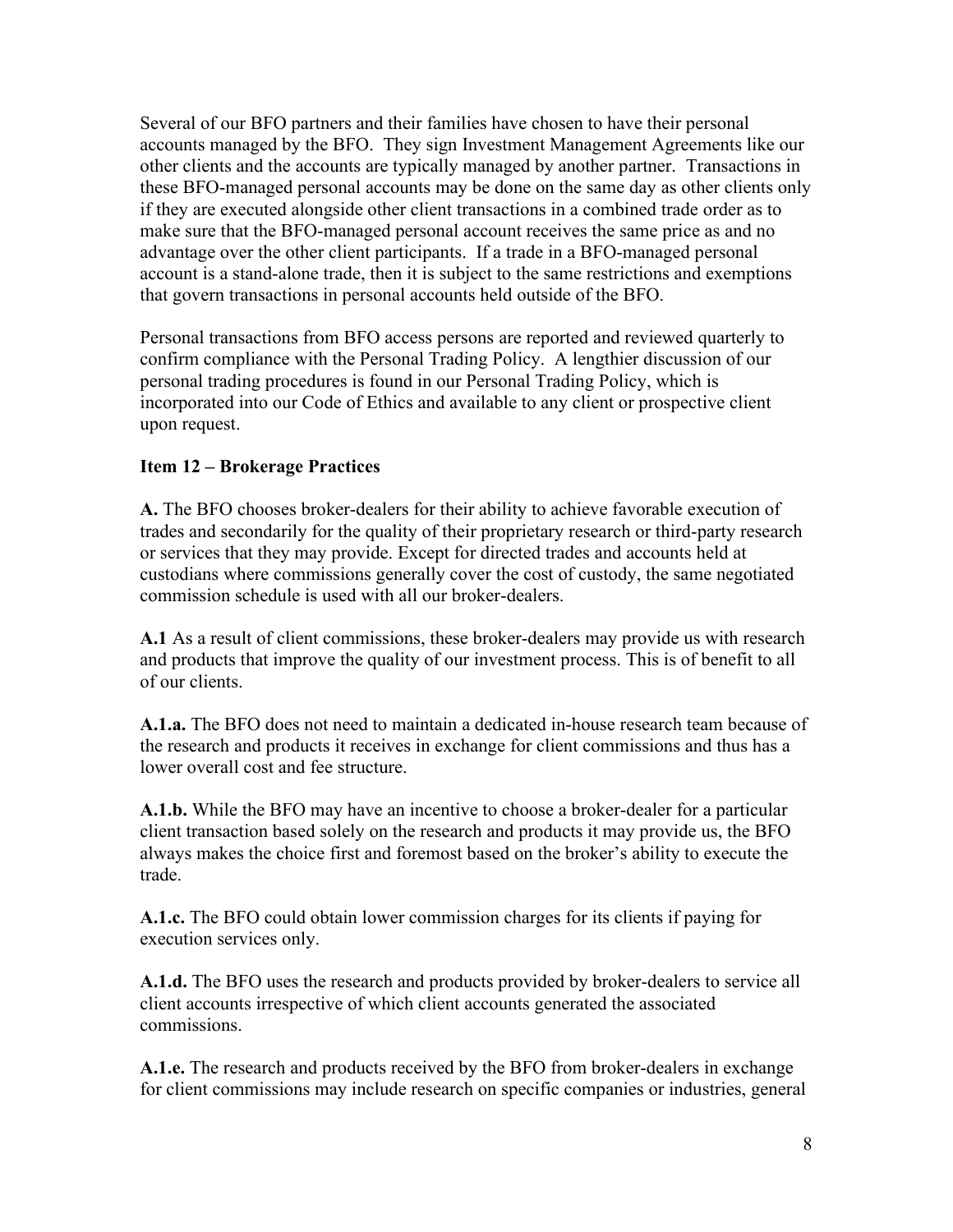Several of our BFO partners and their families have chosen to have their personal accounts managed by the BFO. They sign Investment Management Agreements like our other clients and the accounts are typically managed by another partner. Transactions in these BFO-managed personal accounts may be done on the same day as other clients only if they are executed alongside other client transactions in a combined trade order as to make sure that the BFO-managed personal account receives the same price as and no advantage over the other client participants. If a trade in a BFO-managed personal account is a stand-alone trade, then it is subject to the same restrictions and exemptions that govern transactions in personal accounts held outside of the BFO.

Personal transactions from BFO access persons are reported and reviewed quarterly to confirm compliance with the Personal Trading Policy. A lengthier discussion of our personal trading procedures is found in our Personal Trading Policy, which is incorporated into our Code of Ethics and available to any client or prospective client upon request.

## Item 12 – Brokerage Practices

**A.** The BFO chooses broker-dealers for their ability to achieve favorable execution of trades and secondarily for the quality of their proprietary research or third-party research or services that they may provide. Except for directed trades and accounts held at custodians where commissions generally cover the cost of custody, the same negotiated commission schedule is used with all our broker-dealers.

**A.1** As a result of client commissions, these broker-dealers may provide us with research and products that improve the quality of our investment process. This is of benefit to all of our clients.

**A.1.a.** The BFO does not need to maintain a dedicated in-house research team because of the research and products it receives in exchange for client commissions and thus has a lower overall cost and fee structure.

**A.1.b.** While the BFO may have an incentive to choose a broker-dealer for a particular client transaction based solely on the research and products it may provide us, the BFO always makes the choice first and foremost based on the broker's ability to execute the trade.

**A.1.c.** The BFO could obtain lower commission charges for its clients if paying for execution services only.

**A.1.d.** The BFO uses the research and products provided by broker-dealers to service all client accounts irrespective of which client accounts generated the associated commissions.

**A.1.e.** The research and products received by the BFO from broker-dealers in exchange for client commissions may include research on specific companies or industries, general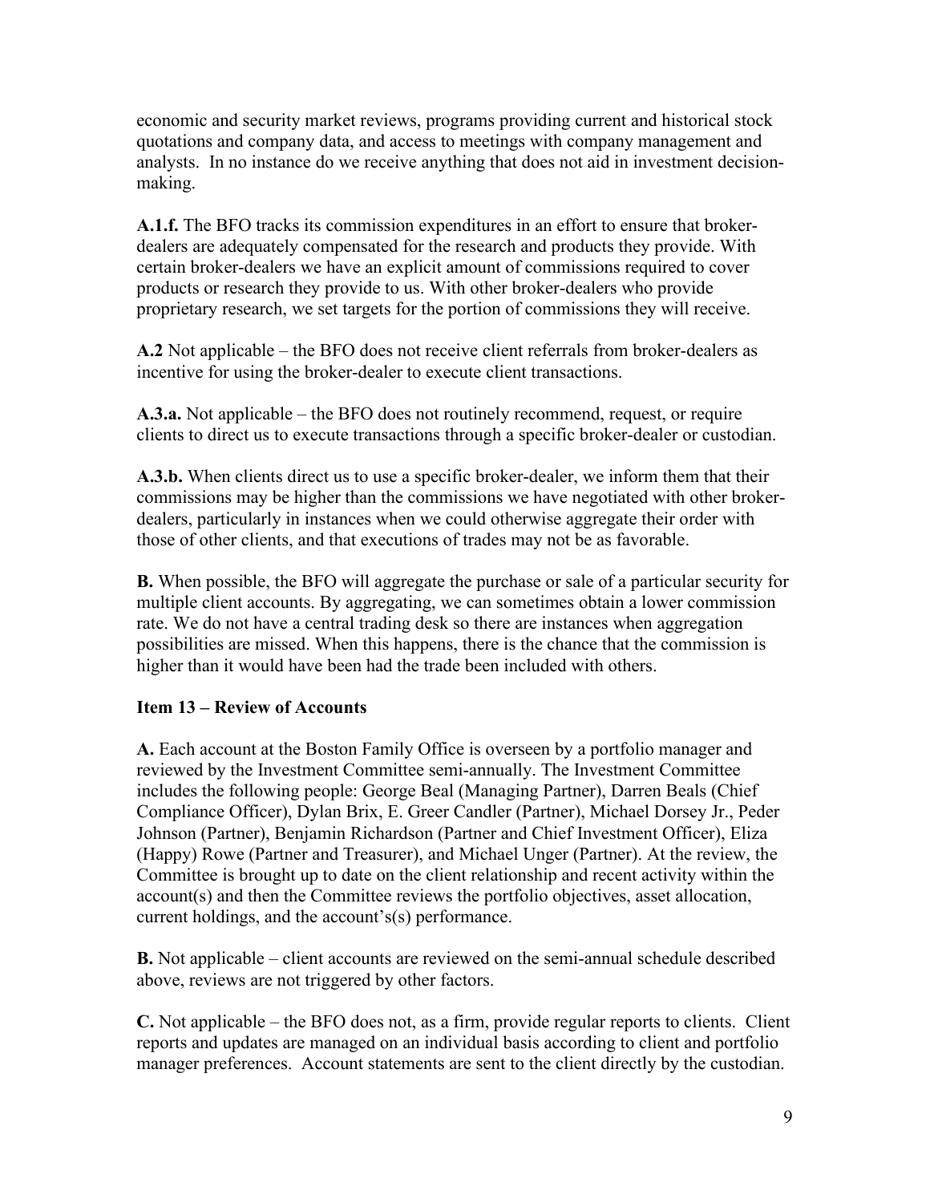economic and security market reviews, programs providing current and historical stock quotations and company data, and access to meetings with company management and analysts. In no instance do we receive anything that does not aid in investment decision-making.

**A.1.f.** The BFO tracks its commission expenditures in an effort to ensure that broker-dealers are adequately compensated for the research and products they provide. With certain broker-dealers we have an explicit amount of commissions required to cover products or research they provide to us. With other broker-dealers who provide proprietary research, we set targets for the portion of commissions they will receive.

**A.2** Not applicable – the BFO does not receive client referrals from broker-dealers as incentive for using the broker-dealer to execute client transactions.

**A.3.a.** Not applicable – the BFO does not routinely recommend, request, or require clients to direct us to execute transactions through a specific broker-dealer or custodian.

**A.3.b.** When clients direct us to use a specific broker-dealer, we inform them that their commissions may be higher than the commissions we have negotiated with other broker-dealers, particularly in instances when we could otherwise aggregate their order with those of other clients, and that executions of trades may not be as favorable.

**B.** When possible, the BFO will aggregate the purchase or sale of a particular security for multiple client accounts. By aggregating, we can sometimes obtain a lower commission rate. We do not have a central trading desk so there are instances when aggregation possibilities are missed. When this happens, there is the chance that the commission is higher than it would have been had the trade been included with others.

### Item 13 – Review of Accounts

**A.** Each account at the Boston Family Office is overseen by a portfolio manager and reviewed by the Investment Committee semi-annually. The Investment Committee includes the following people: George Beal (Managing Partner), Darren Beals (Chief Compliance Officer), Dylan Brix, E. Greer Candler (Partner), Michael Dorsey Jr., Peder Johnson (Partner), Benjamin Richardson (Partner and Chief Investment Officer), Eliza (Happy) Rowe (Partner and Treasurer), and Michael Unger (Partner). At the review, the Committee is brought up to date on the client relationship and recent activity within the account(s) and then the Committee reviews the portfolio objectives, asset allocation, current holdings, and the account's(s) performance.

**B.** Not applicable – client accounts are reviewed on the semi-annual schedule described above, reviews are not triggered by other factors.

**C.** Not applicable – the BFO does not, as a firm, provide regular reports to clients. Client reports and updates are managed on an individual basis according to client and portfolio manager preferences. Account statements are sent to the client directly by the custodian.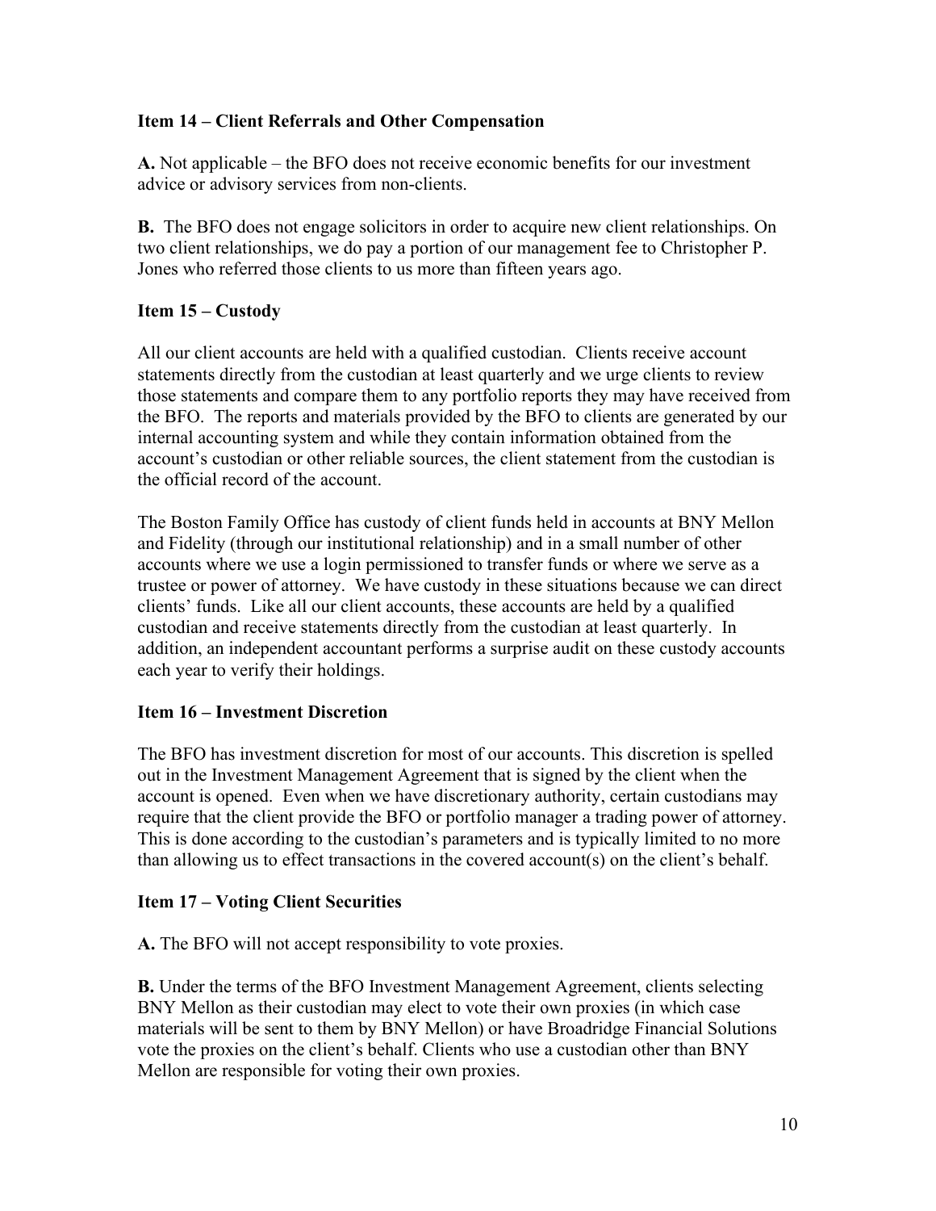### Item 14 – Client Referrals and Other Compensation

**A.** Not applicable – the BFO does not receive economic benefits for our investment advice or advisory services from non-clients.

**B.** The BFO does not engage solicitors in order to acquire new client relationships. On two client relationships, we do pay a portion of our management fee to Christopher P. Jones who referred those clients to us more than fifteen years ago.

### Item 15 – Custody

All our client accounts are held with a qualified custodian. Clients receive account statements directly from the custodian at least quarterly and we urge clients to review those statements and compare them to any portfolio reports they may have received from the BFO. The reports and materials provided by the BFO to clients are generated by our internal accounting system and while they contain information obtained from the account's custodian or other reliable sources, the client statement from the custodian is the official record of the account.

The Boston Family Office has custody of client funds held in accounts at BNY Mellon and Fidelity (through our institutional relationship) and in a small number of other accounts where we use a login permissioned to transfer funds or where we serve as a trustee or power of attorney. We have custody in these situations because we can direct clients' funds. Like all our client accounts, these accounts are held by a qualified custodian and receive statements directly from the custodian at least quarterly. In addition, an independent accountant performs a surprise audit on these custody accounts each year to verify their holdings.

### Item 16 – Investment Discretion

The BFO has investment discretion for most of our accounts. This discretion is spelled out in the Investment Management Agreement that is signed by the client when the account is opened. Even when we have discretionary authority, certain custodians may require that the client provide the BFO or portfolio manager a trading power of attorney. This is done according to the custodian's parameters and is typically limited to no more than allowing us to effect transactions in the covered account(s) on the client's behalf.

### Item 17 – Voting Client Securities

**A.** The BFO will not accept responsibility to vote proxies.

**B.** Under the terms of the BFO Investment Management Agreement, clients selecting BNY Mellon as their custodian may elect to vote their own proxies (in which case materials will be sent to them by BNY Mellon) or have Broadridge Financial Solutions vote the proxies on the client's behalf. Clients who use a custodian other than BNY Mellon are responsible for voting their own proxies.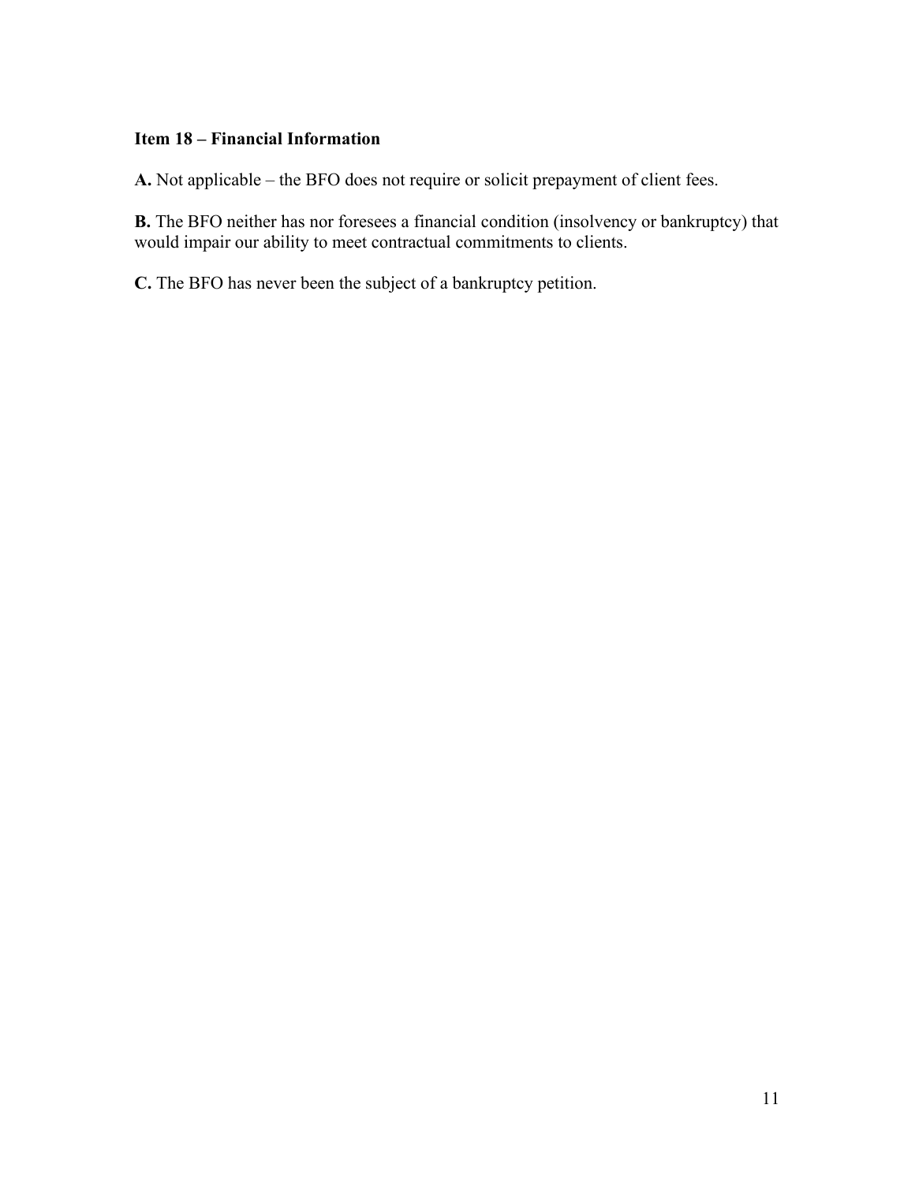**Item 18 – Financial Information**

**A.** Not applicable – the BFO does not require or solicit prepayment of client fees.

**B.** The BFO neither has nor foresees a financial condition (insolvency or bankruptcy) that would impair our ability to meet contractual commitments to clients.

**C.** The BFO has never been the subject of a bankruptcy petition.